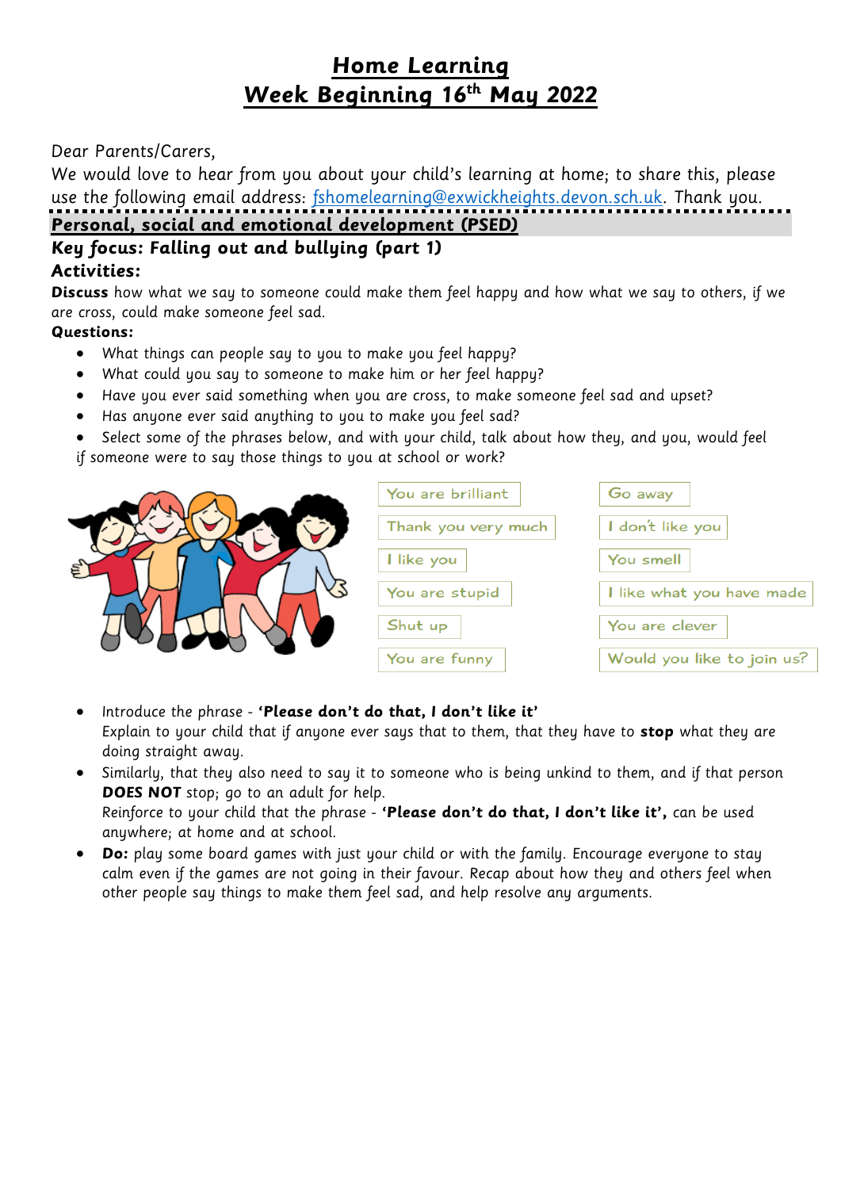# Home Learning
# Week Beginning 16th May 2022

Dear Parents/Carers,

We would love to hear from you about your child's learning at home; to share this, please use the following email address: fshomelearning@exwickheights.devon.sch.uk. Thank you.

## Personal, social and emotional development (PSED)

### Key focus: Falling out and bullying (part 1)

**Activities:**

**Discuss** how what we say to someone could make them feel happy and how what we say to others, if we are cross, could make someone feel sad.

**Questions:**

- What things can people say to you to make you feel happy?
- What could you say to someone to make him or her feel happy?
- Have you ever said something when you are cross, to make someone feel sad and upset?
- Has anyone ever said anything to you to make you feel sad?
- Select some of the phrases below, and with your child, talk about how they, and you, would feel if someone were to say those things to you at school or work?

| | |
|---|---|
| You are brilliant | Go away |
| Thank you very much | I don't like you |
| I like you | You smell |
| You are stupid | I like what you have made |
| Shut up | You are clever |
| You are funny | Would you like to join us? |

- Introduce the phrase - **'Please don't do that, I don't like it'**
  Explain to your child that if anyone ever says that to them, that they have to **stop** what they are doing straight away.
- Similarly, that they also need to say it to someone who is being unkind to them, and if that person **DOES NOT** stop; go to an adult for help.
  Reinforce to your child that the phrase - **'Please don't do that, I don't like it',** can be used anywhere; at home and at school.
- **Do:** play some board games with just your child or with the family. Encourage everyone to stay calm even if the games are not going in their favour. Recap about how they and others feel when other people say things to make them feel sad, and help resolve any arguments.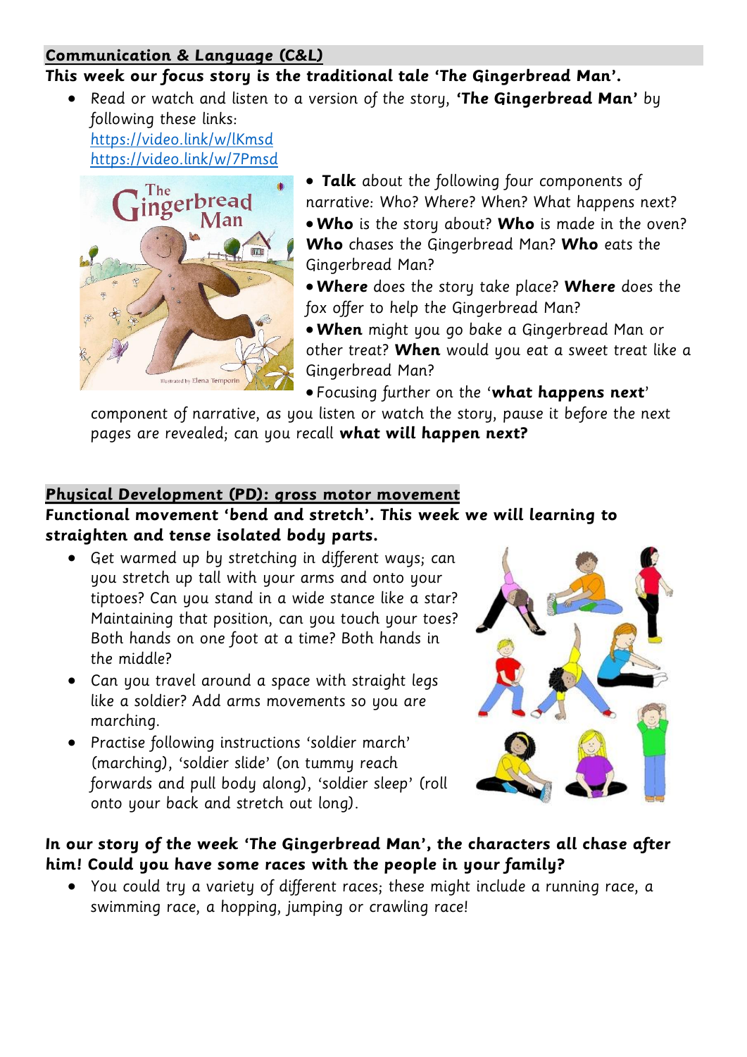## Communication & Language (C&L)

**This week our focus story is the traditional tale 'The Gingerbread Man'.**

- Read or watch and listen to a version of the story, **'The Gingerbread Man'** by following these links:
  https://video.link/w/lKmsd
  https://video.link/w/7Pmsd
- **Talk** about the following four components of narrative: Who? Where? When? What happens next?
- **Who** is the story about? **Who** is made in the oven? **Who** chases the Gingerbread Man? **Who** eats the Gingerbread Man?
- **Where** does the story take place? **Where** does the fox offer to help the Gingerbread Man?
- **When** might you go bake a Gingerbread Man or other treat? **When** would you eat a sweet treat like a Gingerbread Man?
- Focusing further on the '**what happens next**' component of narrative, as you listen or watch the story, pause it before the next pages are revealed; can you recall **what will happen next?**

## Physical Development (PD): gross motor movement

**Functional movement 'bend and stretch'. This week we will learning to straighten and tense isolated body parts.**

- Get warmed up by stretching in different ways; can you stretch up tall with your arms and onto your tiptoes? Can you stand in a wide stance like a star? Maintaining that position, can you touch your toes? Both hands on one foot at a time? Both hands in the middle?
- Can you travel around a space with straight legs like a soldier? Add arms movements so you are marching.
- Practise following instructions 'soldier march' (marching), 'soldier slide' (on tummy reach forwards and pull body along), 'soldier sleep' (roll onto your back and stretch out long).

**In our story of the week 'The Gingerbread Man', the characters all chase after him! Could you have some races with the people in your family?**

- You could try a variety of different races; these might include a running race, a swimming race, a hopping, jumping or crawling race!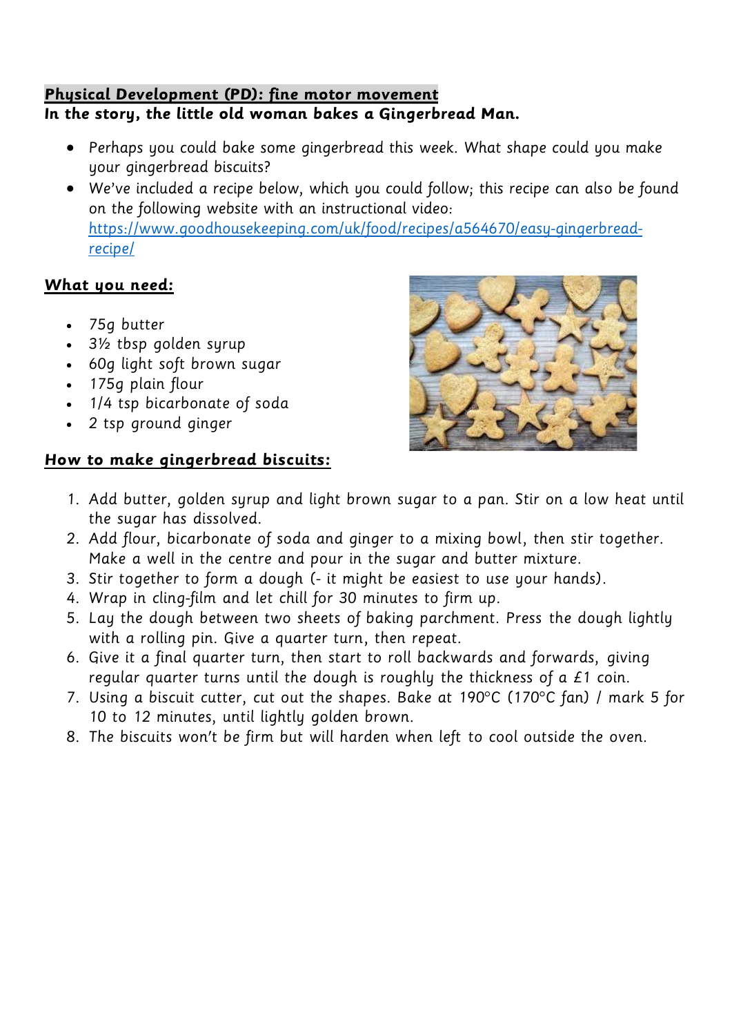**Physical Development (PD): fine motor movement**

**In the story, the little old woman bakes a Gingerbread Man.**

- Perhaps you could bake some gingerbread this week. What shape could you make your gingerbread biscuits?
- We've included a recipe below, which you could follow; this recipe can also be found on the following website with an instructional video: https://www.goodhousekeeping.com/uk/food/recipes/a564670/easy-gingerbread-recipe/

**What you need:**

- 75g butter
- 3½ tbsp golden syrup
- 60g light soft brown sugar
- 175g plain flour
- 1/4 tsp bicarbonate of soda
- 2 tsp ground ginger

**How to make gingerbread biscuits:**

1. Add butter, golden syrup and light brown sugar to a pan. Stir on a low heat until the sugar has dissolved.
2. Add flour, bicarbonate of soda and ginger to a mixing bowl, then stir together. Make a well in the centre and pour in the sugar and butter mixture.
3. Stir together to form a dough (- it might be easiest to use your hands).
4. Wrap in cling-film and let chill for 30 minutes to firm up.
5. Lay the dough between two sheets of baking parchment. Press the dough lightly with a rolling pin. Give a quarter turn, then repeat.
6. Give it a final quarter turn, then start to roll backwards and forwards, giving regular quarter turns until the dough is roughly the thickness of a £1 coin.
7. Using a biscuit cutter, cut out the shapes. Bake at 190°C (170°C fan) / mark 5 for 10 to 12 minutes, until lightly golden brown.
8. The biscuits won't be firm but will harden when left to cool outside the oven.